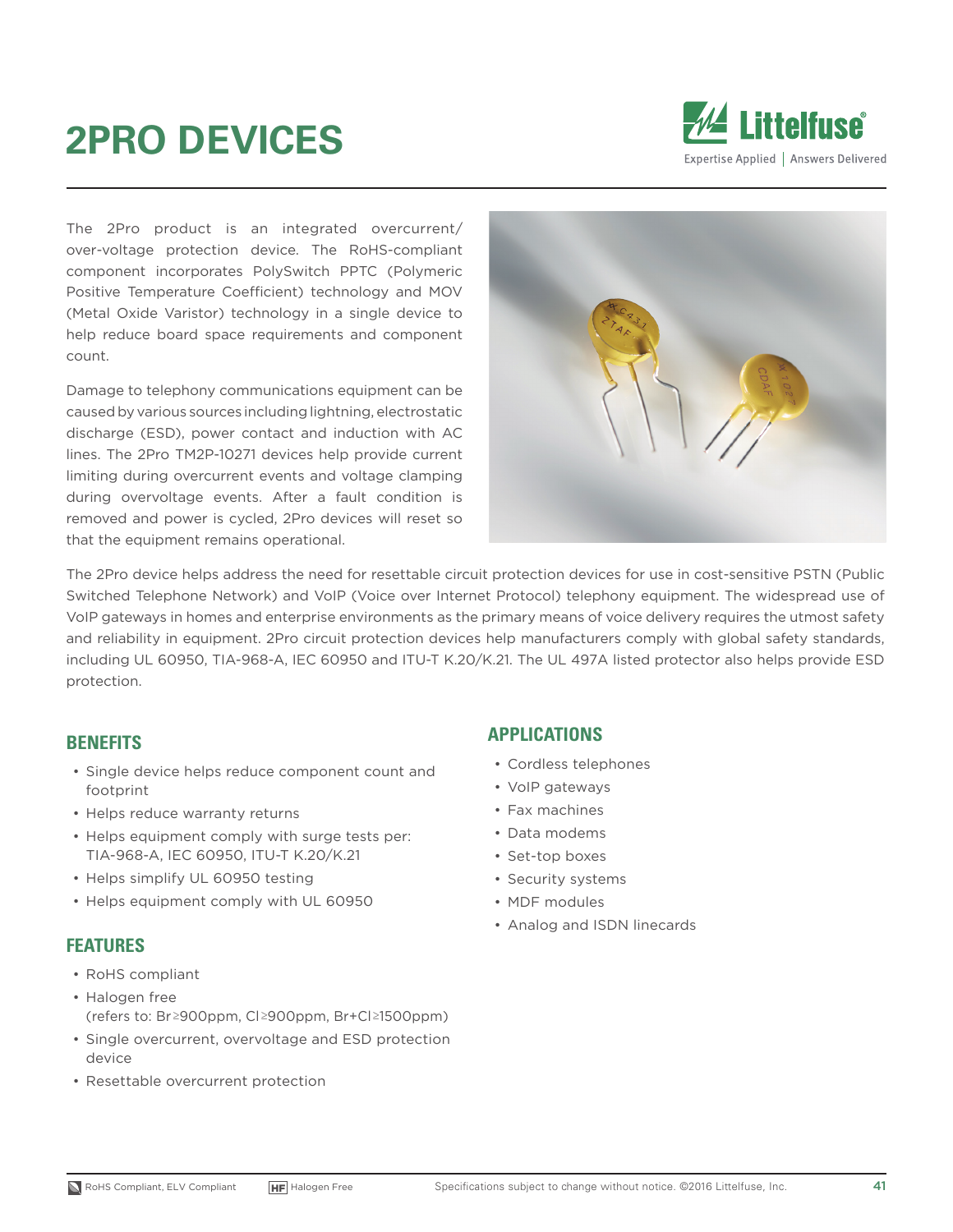# 2PRO DEVICES

The 2Pro product is an integrated overcurrent/over-voltage protection device. The RoHS-compliant component incorporates PolySwitch PPTC (Polymeric Positive Temperature Coefficient) technology and MOV (Metal Oxide Varistor) technology in a single device to help reduce board space requirements and component count.

Damage to telephony communications equipment can be caused by various sources including lightning, electrostatic discharge (ESD), power contact and induction with AC lines. The 2Pro TM2P-10271 devices help provide current limiting during overcurrent events and voltage clamping during overvoltage events. After a fault condition is removed and power is cycled, 2Pro devices will reset so that the equipment remains operational.

The 2Pro device helps address the need for resettable circuit protection devices for use in cost-sensitive PSTN (Public Switched Telephone Network) and VoIP (Voice over Internet Protocol) telephony equipment. The widespread use of VoIP gateways in homes and enterprise environments as the primary means of voice delivery requires the utmost safety and reliability in equipment. 2Pro circuit protection devices help manufacturers comply with global safety standards, including UL 60950, TIA-968-A, IEC 60950 and ITU-T K.20/K.21. The UL 497A listed protector also helps provide ESD protection.

## BENEFITS

- Single device helps reduce component count and footprint
- Helps reduce warranty returns
- Helps equipment comply with surge tests per: TIA-968-A, IEC 60950, ITU-T K.20/K.21
- Helps simplify UL 60950 testing
- Helps equipment comply with UL 60950

## FEATURES

- RoHS compliant
- Halogen free
  (refers to: Br≥900ppm, Cl≥900ppm, Br+Cl≥1500ppm)
- Single overcurrent, overvoltage and ESD protection device
- Resettable overcurrent protection

## APPLICATIONS

- Cordless telephones
- VoIP gateways
- Fax machines
- Data modems
- Set-top boxes
- Security systems
- MDF modules
- Analog and ISDN linecards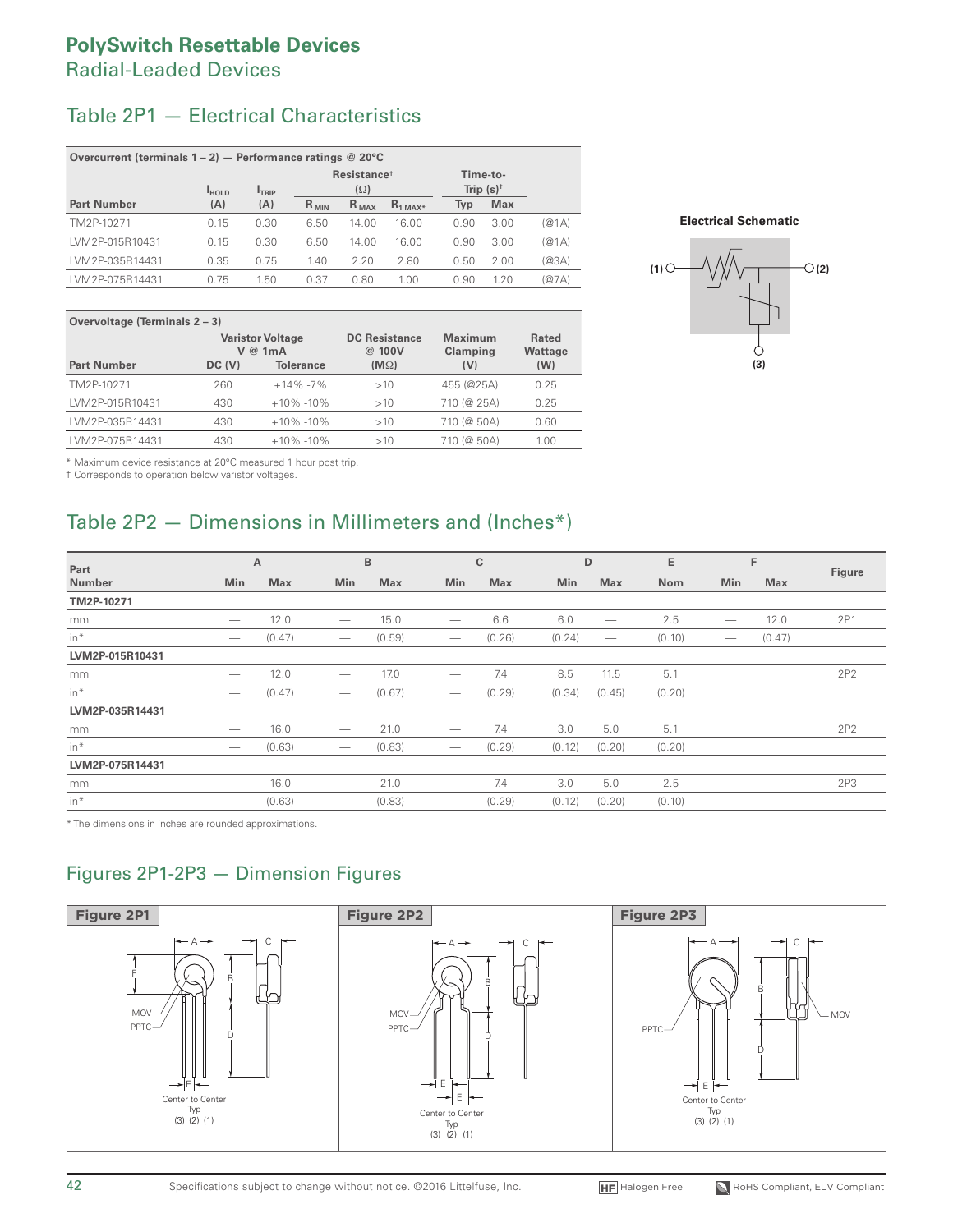# PolySwitch Resettable Devices

## Radial-Leaded Devices

## Table 2P1 — Electrical Characteristics

| Overcurrent (terminals 1 – 2) — Performance ratings @ 20°C | | | | | | | | |
|---|---|---|---|---|---|---|---|---|
| | | | Resistance† (Ω) | | | Time-to-Trip (s)† | | |
| Part Number | $I_{HOLD}$ (A) | $I_{TRIP}$ (A) | $R_{MIN}$ | $R_{MAX}$ | $R_{1\,MAX}$* | Typ | Max | |
| TM2P-10271 | 0.15 | 0.30 | 6.50 | 14.00 | 16.00 | 0.90 | 3.00 | (@1A) |
| LVM2P-015R10431 | 0.15 | 0.30 | 6.50 | 14.00 | 16.00 | 0.90 | 3.00 | (@1A) |
| LVM2P-035R14431 | 0.35 | 0.75 | 1.40 | 2.20 | 2.80 | 0.50 | 2.00 | (@3A) |
| LVM2P-075R14431 | 0.75 | 1.50 | 0.37 | 0.80 | 1.00 | 0.90 | 1.20 | (@7A) |

**Electrical Schematic**

(1) (2) (3)

| Overvoltage (Terminals 2 – 3) | | | | | |
|---|---|---|---|---|---|
| | Varistor Voltage V @ 1mA | | DC Resistance @ 100V | Maximum Clamping | Rated Wattage |
| Part Number | DC (V) | Tolerance | (MΩ) | (V) | (W) |
| TM2P-10271 | 260 | +14% -7% | >10 | 455 (@25A) | 0.25 |
| LVM2P-015R10431 | 430 | +10% -10% | >10 | 710 (@ 25A) | 0.25 |
| LVM2P-035R14431 | 430 | +10% -10% | >10 | 710 (@ 50A) | 0.60 |
| LVM2P-075R14431 | 430 | +10% -10% | >10 | 710 (@ 50A) | 1.00 |

\* Maximum device resistance at 20°C measured 1 hour post trip.
† Corresponds to operation below varistor voltages.

## Table 2P2 — Dimensions in Millimeters and (Inches*)

| Part Number | A Min | A Max | B Min | B Max | C Min | C Max | D Min | D Max | E Nom | F Min | F Max | Figure |
|---|---|---|---|---|---|---|---|---|---|---|---|---|
| **TM2P-10271** | | | | | | | | | | | | |
| mm | — | 12.0 | — | 15.0 | — | 6.6 | 6.0 | — | 2.5 | — | 12.0 | 2P1 |
| in* | — | (0.47) | — | (0.59) | — | (0.26) | (0.24) | — | (0.10) | — | (0.47) | |
| **LVM2P-015R10431** | | | | | | | | | | | | |
| mm | — | 12.0 | — | 17.0 | — | 7.4 | 8.5 | 11.5 | 5.1 | | | 2P2 |
| in* | — | (0.47) | — | (0.67) | — | (0.29) | (0.34) | (0.45) | (0.20) | | | |
| **LVM2P-035R14431** | | | | | | | | | | | | |
| mm | — | 16.0 | — | 21.0 | — | 7.4 | 3.0 | 5.0 | 5.1 | | | 2P2 |
| in* | — | (0.63) | — | (0.83) | — | (0.29) | (0.12) | (0.20) | (0.20) | | | |
| **LVM2P-075R14431** | | | | | | | | | | | | |
| mm | — | 16.0 | — | 21.0 | — | 7.4 | 3.0 | 5.0 | 2.5 | | | 2P3 |
| in* | — | (0.63) | — | (0.83) | — | (0.29) | (0.12) | (0.20) | (0.10) | | | |

\* The dimensions in inches are rounded approximations.

## Figures 2P1-2P3 — Dimension Figures

**Figure 2P1**

A, B, C, D, E, F, MOV, PPTC, Center to Center Typ, (3) (2) (1)

**Figure 2P2**

A, B, C, D, E, MOV, PPTC, Center to Center Typ, (3) (2) (1)

**Figure 2P3**

A, B, C, D, E, MOV, PPTC, Center to Center Typ, (3) (2) (1)

Specifications subject to change without notice. ©2016 Littelfuse, Inc.

HF Halogen Free | RoHS Compliant, ELV Compliant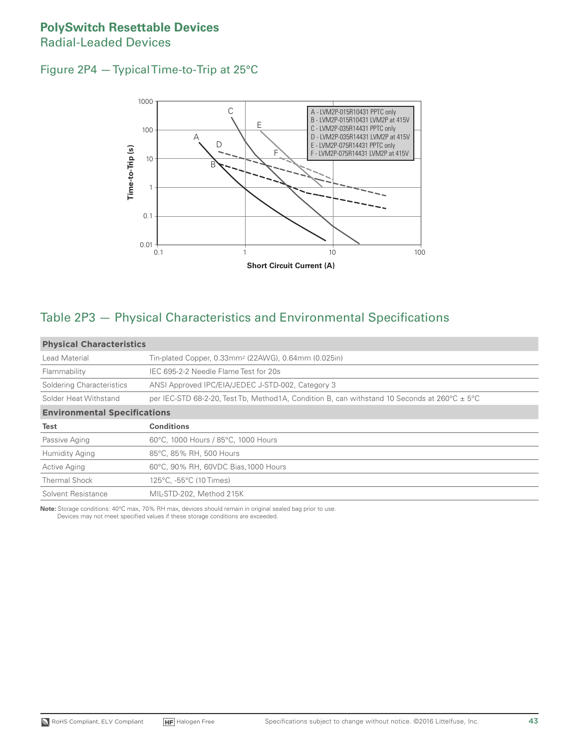# PolySwitch Resettable Devices
## Radial-Leaded Devices

### Figure 2P4 — Typical Time-to-Trip at 25°C

A - LVM2P-015R10431 PPTC only
B - LVM2P-015R10431 LVM2P at 415V
C - LVM2P-035R14431 PPTC only
D - LVM2P-035R14431 LVM2P at 415V
E - LVM2P-075R14431 PPTC only
F - LVM2P-075R14431 LVM2P at 415V

Time-to-Trip (s)

Short Circuit Current (A)

## Table 2P3 — Physical Characteristics and Environmental Specifications

| Physical Characteristics | |
|---|---|
| Lead Material | Tin-plated Copper, 0.33mm² (22AWG), 0.64mm (0.025in) |
| Flammability | IEC 695-2-2 Needle Flame Test for 20s |
| Soldering Characteristics | ANSI Approved IPC/EIA/JEDEC J-STD-002, Category 3 |
| Solder Heat Withstand | per IEC-STD 68-2-20, Test Tb, Method1A, Condition B, can withstand 10 Seconds at 260°C ± 5°C |
| **Environmental Specifications** | |
| **Test** | **Conditions** |
| Passive Aging | 60°C, 1000 Hours / 85°C, 1000 Hours |
| Humidity Aging | 85°C, 85% RH, 500 Hours |
| Active Aging | 60°C, 90% RH, 60VDC Bias,1000 Hours |
| Thermal Shock | 125°C, -55°C (10 Times) |
| Solvent Resistance | MIL-STD-202, Method 215K |

**Note:** Storage conditions: 40°C max, 70% RH max, devices should remain in original sealed bag prior to use.
Devices may not meet specified values if these storage conditions are exceeded.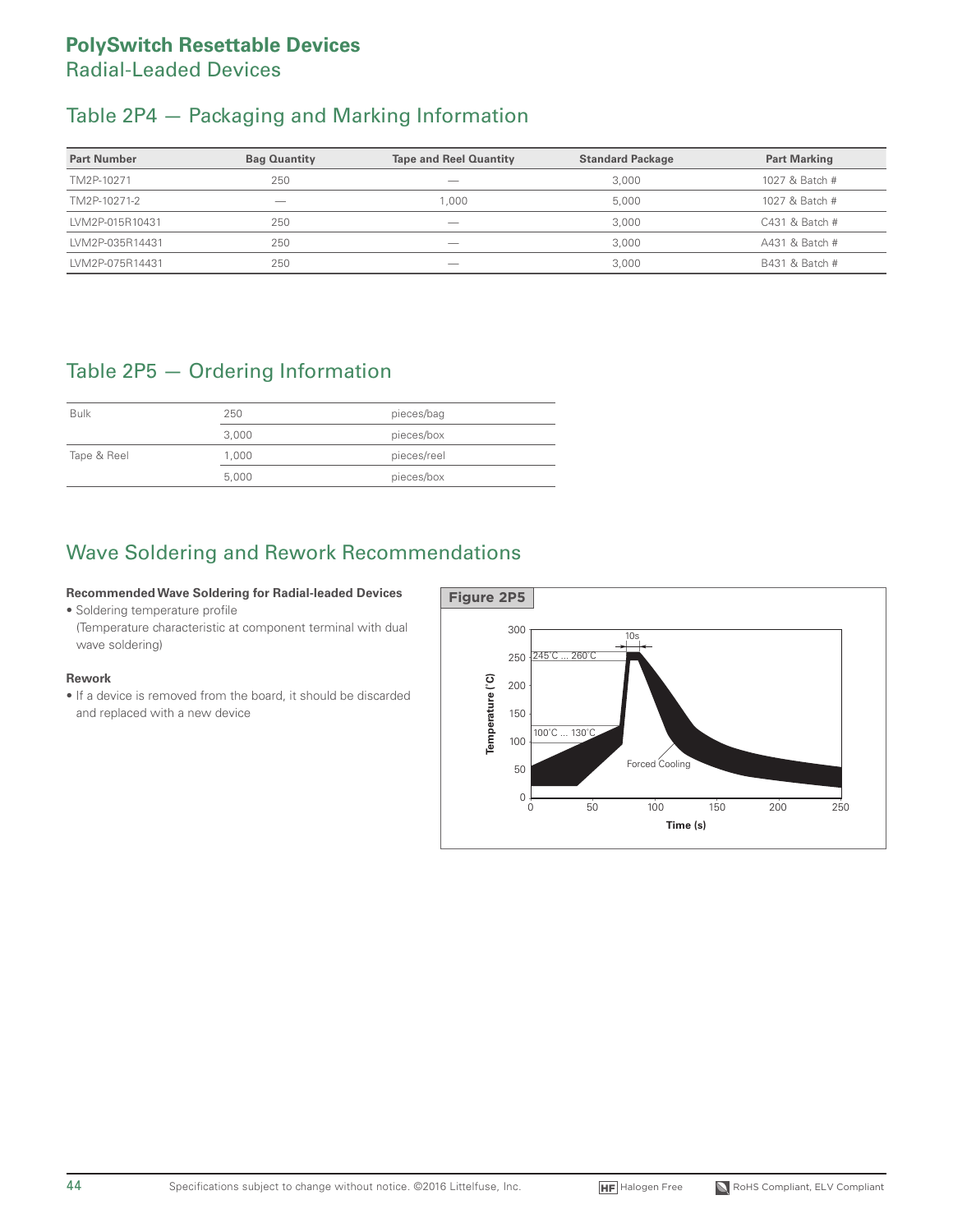# PolySwitch Resettable Devices
## Radial-Leaded Devices

## Table 2P4 — Packaging and Marking Information

| Part Number | Bag Quantity | Tape and Reel Quantity | Standard Package | Part Marking |
|---|---|---|---|---|
| TM2P-10271 | 250 | — | 3,000 | 1027 & Batch # |
| TM2P-10271-2 | — | 1,000 | 5,000 | 1027 & Batch # |
| LVM2P-015R10431 | 250 | — | 3,000 | C431 & Batch # |
| LVM2P-035R14431 | 250 | — | 3,000 | A431 & Batch # |
| LVM2P-075R14431 | 250 | — | 3,000 | B431 & Batch # |

## Table 2P5 — Ordering Information

| | | |
|---|---|---|
| Bulk | 250 | pieces/bag |
| | 3,000 | pieces/box |
| Tape & Reel | 1,000 | pieces/reel |
| | 5,000 | pieces/box |

## Wave Soldering and Rework Recommendations

**Recommended Wave Soldering for Radial-leaded Devices**

- Soldering temperature profile
  (Temperature characteristic at component terminal with dual wave soldering)

**Rework**

- If a device is removed from the board, it should be discarded and replaced with a new device

**Figure 2P5**

Temperature (°C): 0, 50, 100, 150, 200, 250, 300
Time (s): 0, 50, 100, 150, 200, 250
10s
245°C ... 260°C
100°C ... 130°C
Forced Cooling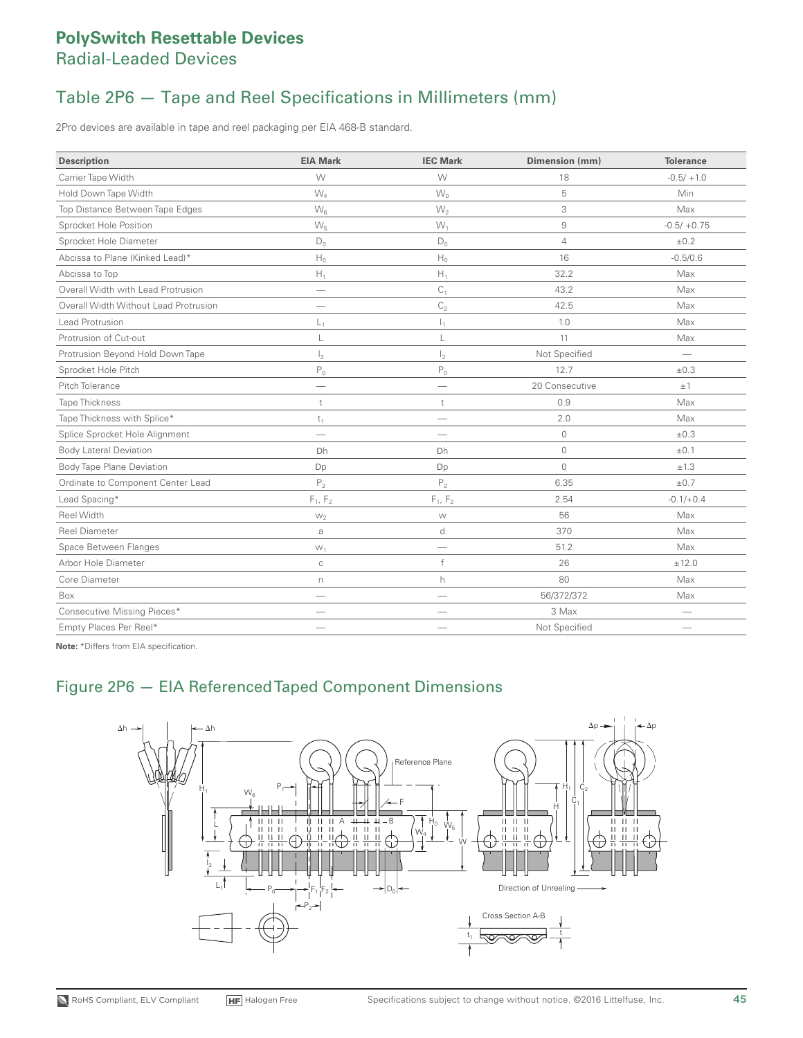# PolySwitch Resettable Devices

## Radial-Leaded Devices

## Table 2P6 — Tape and Reel Specifications in Millimeters (mm)

2Pro devices are available in tape and reel packaging per EIA 468-B standard.

| Description | EIA Mark | IEC Mark | Dimension (mm) | Tolerance |
|---|---|---|---|---|
| Carrier Tape Width | W | W | 18 | -0.5/ +1.0 |
| Hold Down Tape Width | $W_4$ | $W_0$ | 5 | Min |
| Top Distance Between Tape Edges | $W_6$ | $W_2$ | 3 | Max |
| Sprocket Hole Position | $W_5$ | $W_1$ | 9 | -0.5/ +0.75 |
| Sprocket Hole Diameter | $D_0$ | $D_0$ | 4 | ±0.2 |
| Abcissa to Plane (Kinked Lead)* | $H_0$ | $H_0$ | 16 | -0.5/0.6 |
| Abcissa to Top | $H_1$ | $H_1$ | 32.2 | Max |
| Overall Width with Lead Protrusion | — | $C_1$ | 43.2 | Max |
| Overall Width Without Lead Protrusion | — | $C_2$ | 42.5 | Max |
| Lead Protrusion | $L_1$ | $l_1$ | 1.0 | Max |
| Protrusion of Cut-out | L | L | 11 | Max |
| Protrusion Beyond Hold Down Tape | $l_2$ | $l_2$ | Not Specified | — |
| Sprocket Hole Pitch | $P_0$ | $P_0$ | 12.7 | ±0.3 |
| Pitch Tolerance | — | — | 20 Consecutive | ±1 |
| Tape Thickness | t | t | 0.9 | Max |
| Tape Thickness with Splice* | $t_1$ | — | 2.0 | Max |
| Splice Sprocket Hole Alignment | — | — | 0 | ±0.3 |
| Body Lateral Deviation | Dh | Dh | 0 | ±0.1 |
| Body Tape Plane Deviation | Dp | Dp | 0 | ±1.3 |
| Ordinate to Component Center Lead | $P_2$ | $P_2$ | 6.35 | ±0.7 |
| Lead Spacing* | $F_1$, $F_2$ | $F_1$, $F_2$ | 2.54 | -0.1/+0.4 |
| Reel Width | $w_2$ | w | 56 | Max |
| Reel Diameter | a | d | 370 | Max |
| Space Between Flanges | $w_1$ | — | 51.2 | Max |
| Arbor Hole Diameter | c | f | 26 | ±12.0 |
| Core Diameter | n | h | 80 | Max |
| Box | — | — | 56/372/372 | Max |
| Consecutive Missing Pieces* | — | — | 3 Max | — |
| Empty Places Per Reel* | — | — | Not Specified | — |

**Note:** *Differs from EIA specification.

## Figure 2P6 — EIA Referenced Taped Component Dimensions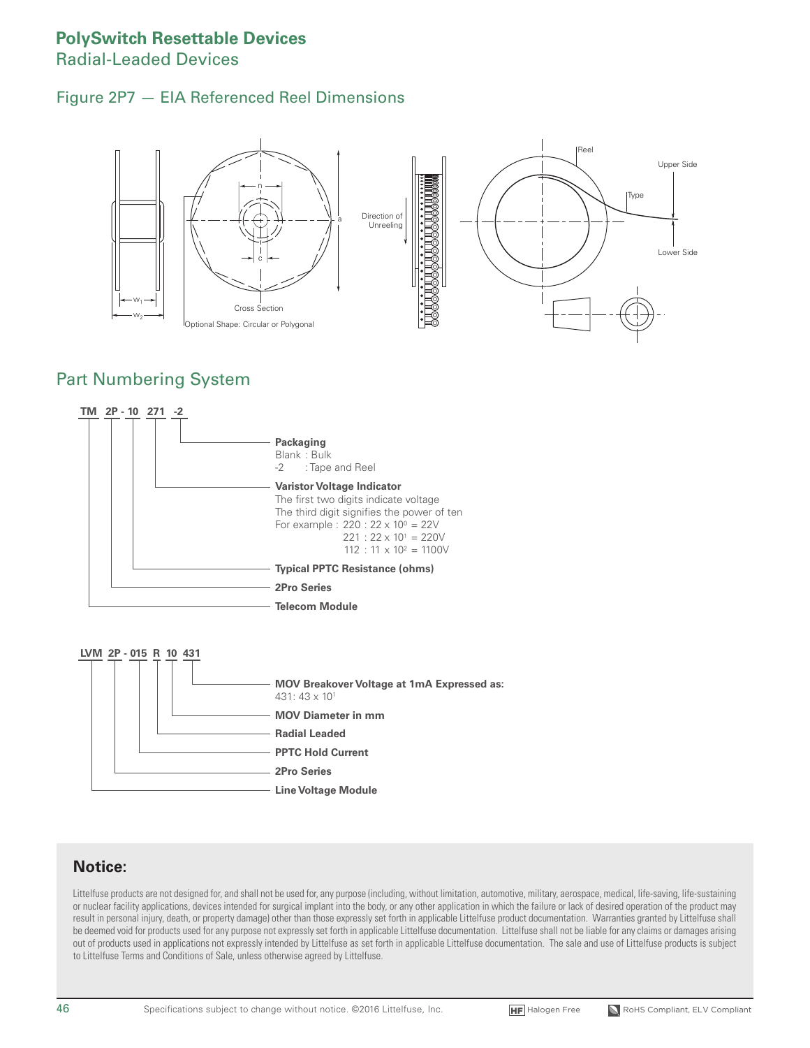# PolySwitch Resettable Devices
Radial-Leaded Devices

## Figure 2P7 — EIA Referenced Reel Dimensions

W1
W2
n
c
a
Cross Section
Optional Shape: Circular or Polygonal
Direction of Unreeling
Reel
Type
Upper Side
Lower Side

## Part Numbering System

**TM 2P - 10 271 -2**

**Packaging**
Blank : Bulk
-2 : Tape and Reel

**Varistor Voltage Indicator**
The first two digits indicate voltage
The third digit signifies the power of ten
For example : 220 : 22 x $10^0$ = 22V
221 : 22 x $10^1$ = 220V
112 : 11 x $10^2$ = 1100V

**Typical PPTC Resistance (ohms)**

**2Pro Series**

**Telecom Module**

**LVM 2P - 015 R 10 431**

**MOV Breakover Voltage at 1mA Expressed as:**
431: 43 x $10^1$

**MOV Diameter in mm**

**Radial Leaded**

**PPTC Hold Current**

**2Pro Series**

**Line Voltage Module**

## Notice:

Littelfuse products are not designed for, and shall not be used for, any purpose (including, without limitation, automotive, military, aerospace, medical, life-saving, life-sustaining or nuclear facility applications, devices intended for surgical implant into the body, or any other application in which the failure or lack of desired operation of the product may result in personal injury, death, or property damage) other than those expressly set forth in applicable Littelfuse product documentation. Warranties granted by Littelfuse shall be deemed void for products used for any purpose not expressly set forth in applicable Littelfuse documentation. Littelfuse shall not be liable for any claims or damages arising out of products used in applications not expressly intended by Littelfuse as set forth in applicable Littelfuse documentation. The sale and use of Littelfuse products is subject to Littelfuse Terms and Conditions of Sale, unless otherwise agreed by Littelfuse.